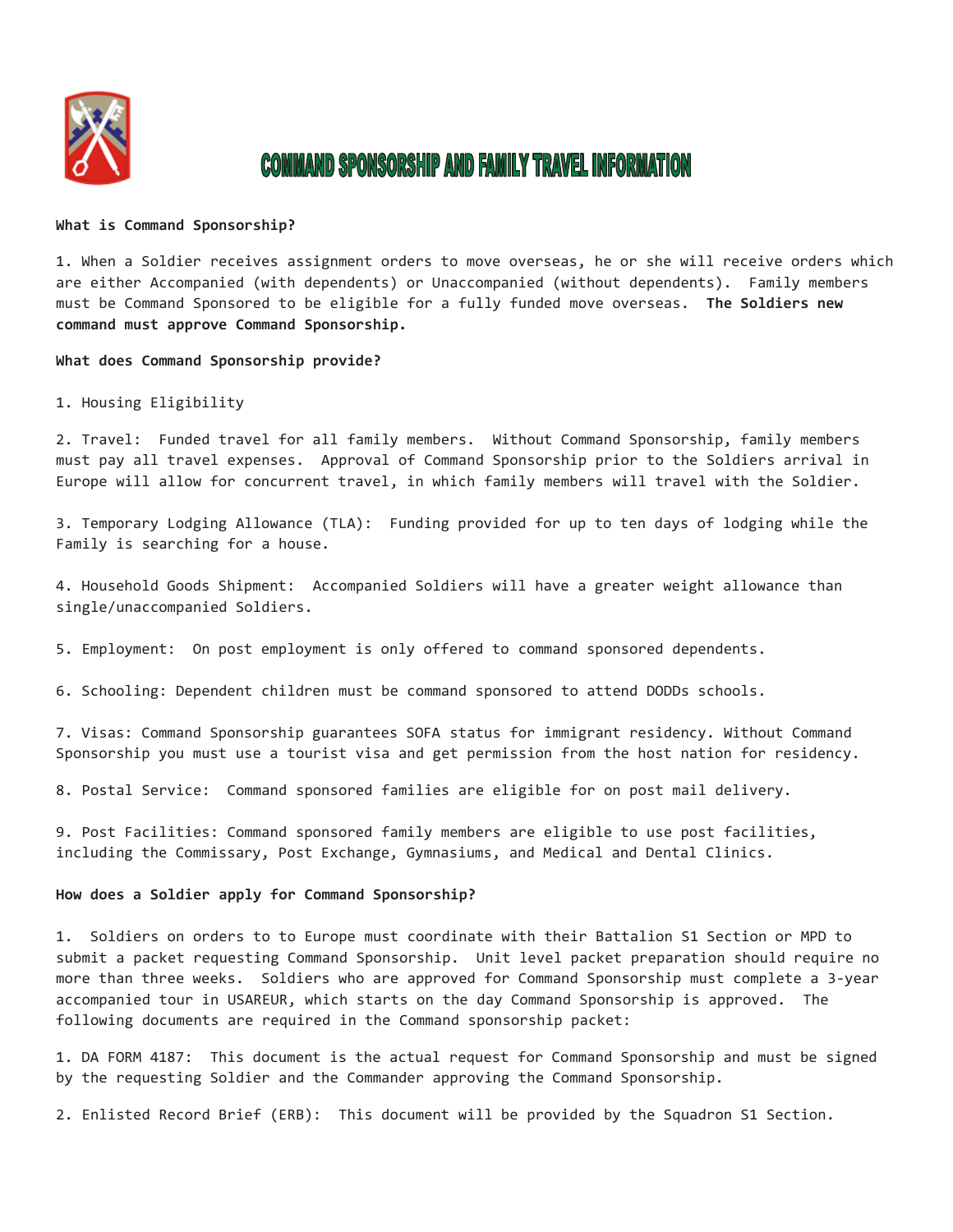# COMMAND SPONSORSHIP AND FAMILY TRAVEL INFORMATION

**What is Command Sponsorship?**

1. When a Soldier receives assignment orders to move overseas, he or she will receive orders which are either Accompanied (with dependents) or Unaccompanied (without dependents). Family members must be Command Sponsored to be eligible for a fully funded move overseas. **The Soldiers new command must approve Command Sponsorship.**

**What does Command Sponsorship provide?**

1. Housing Eligibility

2. Travel: Funded travel for all family members. Without Command Sponsorship, family members must pay all travel expenses. Approval of Command Sponsorship prior to the Soldiers arrival in Europe will allow for concurrent travel, in which family members will travel with the Soldier.

3. Temporary Lodging Allowance (TLA): Funding provided for up to ten days of lodging while the Family is searching for a house.

4. Household Goods Shipment: Accompanied Soldiers will have a greater weight allowance than single/unaccompanied Soldiers.

5. Employment: On post employment is only offered to command sponsored dependents.

6. Schooling: Dependent children must be command sponsored to attend DODDs schools.

7. Visas: Command Sponsorship guarantees SOFA status for immigrant residency. Without Command Sponsorship you must use a tourist visa and get permission from the host nation for residency.

8. Postal Service: Command sponsored families are eligible for on post mail delivery.

9. Post Facilities: Command sponsored family members are eligible to use post facilities, including the Commissary, Post Exchange, Gymnasiums, and Medical and Dental Clinics.

**How does a Soldier apply for Command Sponsorship?**

1. Soldiers on orders to to Europe must coordinate with their Battalion S1 Section or MPD to submit a packet requesting Command Sponsorship. Unit level packet preparation should require no more than three weeks. Soldiers who are approved for Command Sponsorship must complete a 3-year accompanied tour in USAREUR, which starts on the day Command Sponsorship is approved. The following documents are required in the Command sponsorship packet:

1. DA FORM 4187: This document is the actual request for Command Sponsorship and must be signed by the requesting Soldier and the Commander approving the Command Sponsorship.

2. Enlisted Record Brief (ERB): This document will be provided by the Squadron S1 Section.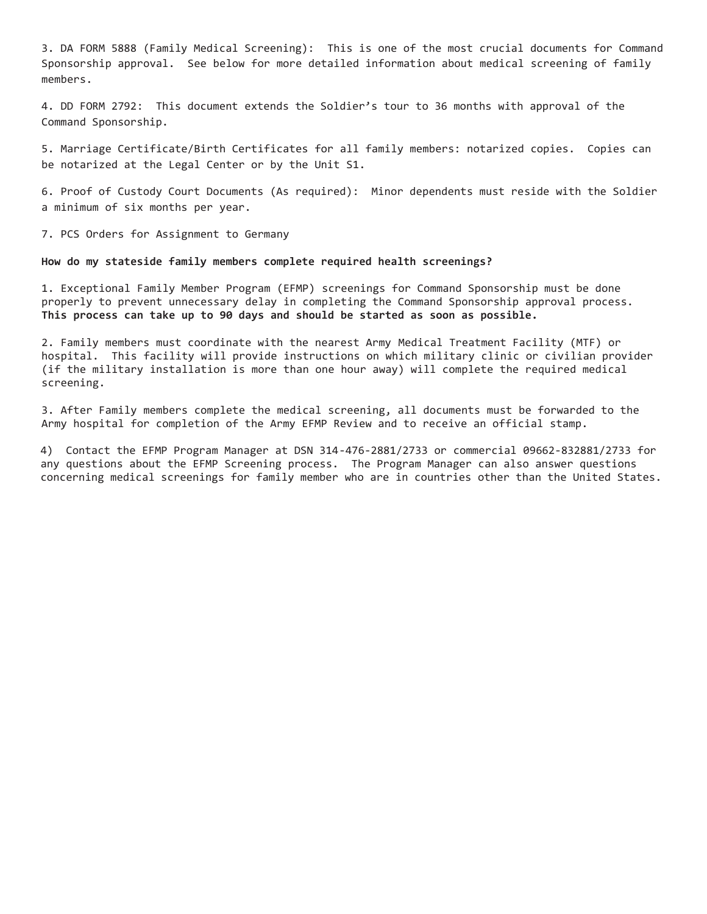3. DA FORM 5888 (Family Medical Screening): This is one of the most crucial documents for Command Sponsorship approval. See below for more detailed information about medical screening of family members.

4. DD FORM 2792: This document extends the Soldier's tour to 36 months with approval of the Command Sponsorship.

5. Marriage Certificate/Birth Certificates for all family members: notarized copies. Copies can be notarized at the Legal Center or by the Unit S1.

6. Proof of Custody Court Documents (As required): Minor dependents must reside with the Soldier a minimum of six months per year.

7. PCS Orders for Assignment to Germany

**How do my stateside family members complete required health screenings?**

1. Exceptional Family Member Program (EFMP) screenings for Command Sponsorship must be done properly to prevent unnecessary delay in completing the Command Sponsorship approval process. **This process can take up to 90 days and should be started as soon as possible.**

2. Family members must coordinate with the nearest Army Medical Treatment Facility (MTF) or hospital. This facility will provide instructions on which military clinic or civilian provider (if the military installation is more than one hour away) will complete the required medical screening.

3. After Family members complete the medical screening, all documents must be forwarded to the Army hospital for completion of the Army EFMP Review and to receive an official stamp.

4) Contact the EFMP Program Manager at DSN 314-476-2881/2733 or commercial 09662-832881/2733 for any questions about the EFMP Screening process. The Program Manager can also answer questions concerning medical screenings for family member who are in countries other than the United States.